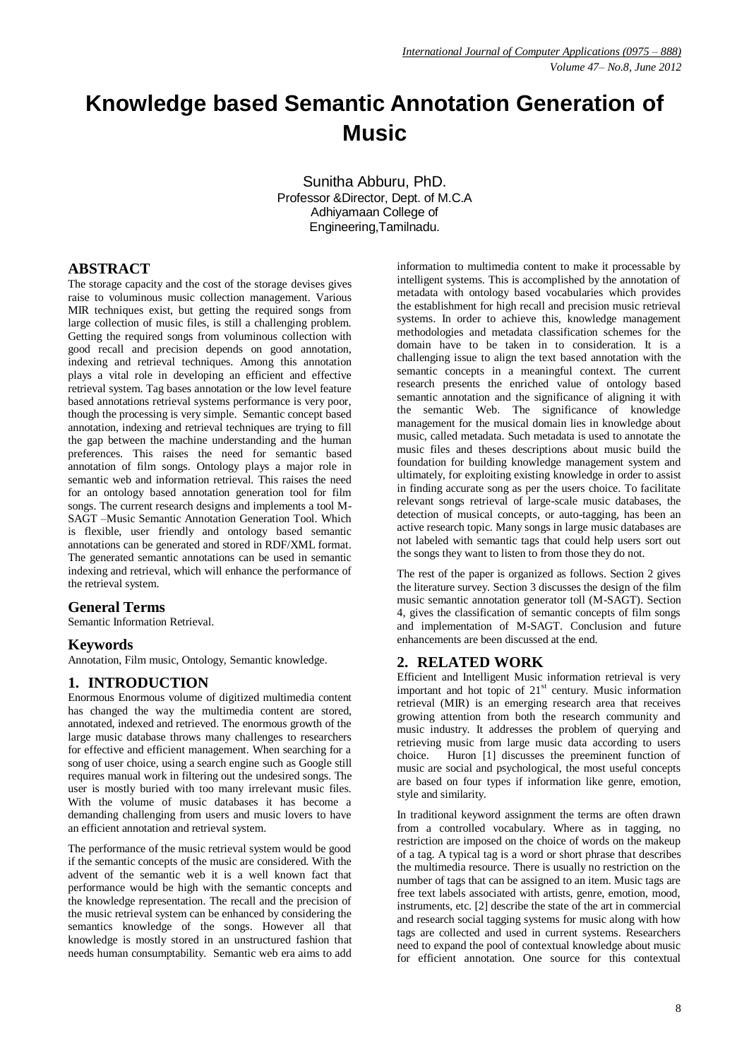# Knowledge based Semantic Annotation Generation of Music

Sunitha Abburu, PhD.
Professor &Director, Dept. of M.C.A
Adhiyamaan College of
Engineering,Tamilnadu.

## ABSTRACT

The storage capacity and the cost of the storage devises gives raise to voluminous music collection management. Various MIR techniques exist, but getting the required songs from large collection of music files, is still a challenging problem. Getting the required songs from voluminous collection with good recall and precision depends on good annotation, indexing and retrieval techniques. Among this annotation plays a vital role in developing an efficient and effective retrieval system. Tag bases annotation or the low level feature based annotations retrieval systems performance is very poor, though the processing is very simple. Semantic concept based annotation, indexing and retrieval techniques are trying to fill the gap between the machine understanding and the human preferences. This raises the need for semantic based annotation of film songs. Ontology plays a major role in semantic web and information retrieval. This raises the need for an ontology based annotation generation tool for film songs. The current research designs and implements a tool M-SAGT –Music Semantic Annotation Generation Tool. Which is flexible, user friendly and ontology based semantic annotations can be generated and stored in RDF/XML format. The generated semantic annotations can be used in semantic indexing and retrieval, which will enhance the performance of the retrieval system.

### General Terms

Semantic Information Retrieval.

### Keywords

Annotation, Film music, Ontology, Semantic knowledge.

## 1. INTRODUCTION

Enormous Enormous volume of digitized multimedia content has changed the way the multimedia content are stored, annotated, indexed and retrieved. The enormous growth of the large music database throws many challenges to researchers for effective and efficient management. When searching for a song of user choice, using a search engine such as Google still requires manual work in filtering out the undesired songs. The user is mostly buried with too many irrelevant music files. With the volume of music databases it has become a demanding challenging from users and music lovers to have an efficient annotation and retrieval system.

The performance of the music retrieval system would be good if the semantic concepts of the music are considered. With the advent of the semantic web it is a well known fact that performance would be high with the semantic concepts and the knowledge representation. The recall and the precision of the music retrieval system can be enhanced by considering the semantics knowledge of the songs. However all that knowledge is mostly stored in an unstructured fashion that needs human consumptability. Semantic web era aims to add information to multimedia content to make it processable by intelligent systems. This is accomplished by the annotation of metadata with ontology based vocabularies which provides the establishment for high recall and precision music retrieval systems. In order to achieve this, knowledge management methodologies and metadata classification schemes for the domain have to be taken in to consideration. It is a challenging issue to align the text based annotation with the semantic concepts in a meaningful context. The current research presents the enriched value of ontology based semantic annotation and the significance of aligning it with the semantic Web. The significance of knowledge management for the musical domain lies in knowledge about music, called metadata. Such metadata is used to annotate the music files and theses descriptions about music build the foundation for building knowledge management system and ultimately, for exploiting existing knowledge in order to assist in finding accurate song as per the users choice. To facilitate relevant songs retrieval of large-scale music databases, the detection of musical concepts, or auto-tagging, has been an active research topic. Many songs in large music databases are not labeled with semantic tags that could help users sort out the songs they want to listen to from those they do not.

The rest of the paper is organized as follows. Section 2 gives the literature survey. Section 3 discusses the design of the film music semantic annotation generator toll (M-SAGT). Section 4, gives the classification of semantic concepts of film songs and implementation of M-SAGT. Conclusion and future enhancements are been discussed at the end.

## 2. RELATED WORK

Efficient and Intelligent Music information retrieval is very important and hot topic of 21st century. Music information retrieval (MIR) is an emerging research area that receives growing attention from both the research community and music industry. It addresses the problem of querying and retrieving music from large music data according to users choice. Huron [1] discusses the preeminent function of music are social and psychological, the most useful concepts are based on four types if information like genre, emotion, style and similarity.

In traditional keyword assignment the terms are often drawn from a controlled vocabulary. Where as in tagging, no restriction are imposed on the choice of words on the makeup of a tag. A typical tag is a word or short phrase that describes the multimedia resource. There is usually no restriction on the number of tags that can be assigned to an item. Music tags are free text labels associated with artists, genre, emotion, mood, instruments, etc. [2] describe the state of the art in commercial and research social tagging systems for music along with how tags are collected and used in current systems. Researchers need to expand the pool of contextual knowledge about music for efficient annotation. One source for this contextual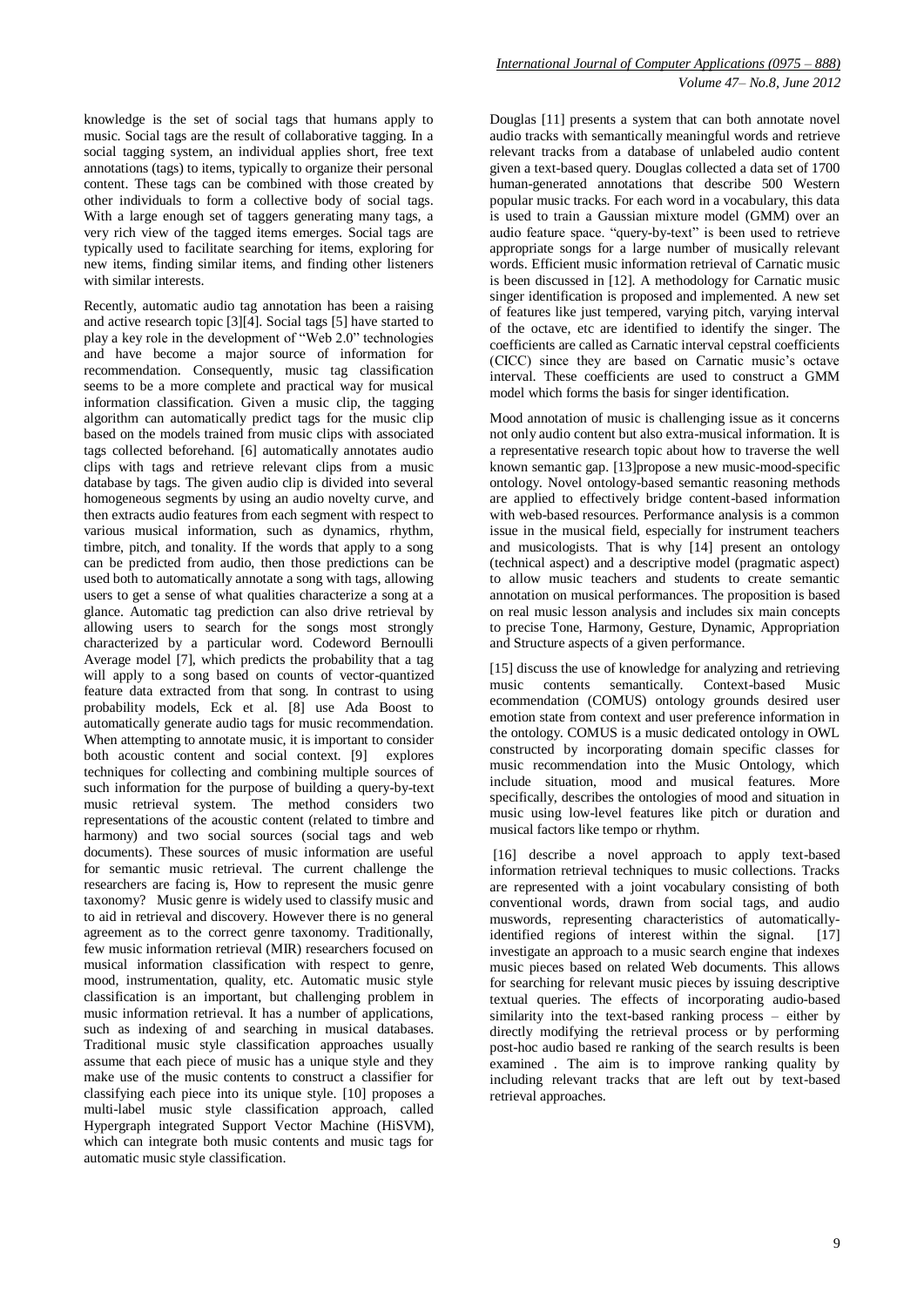knowledge is the set of social tags that humans apply to music. Social tags are the result of collaborative tagging. In a social tagging system, an individual applies short, free text annotations (tags) to items, typically to organize their personal content. These tags can be combined with those created by other individuals to form a collective body of social tags. With a large enough set of taggers generating many tags, a very rich view of the tagged items emerges. Social tags are typically used to facilitate searching for items, exploring for new items, finding similar items, and finding other listeners with similar interests.

Recently, automatic audio tag annotation has been a raising and active research topic [3][4]. Social tags [5] have started to play a key role in the development of "Web 2.0" technologies and have become a major source of information for recommendation. Consequently, music tag classification seems to be a more complete and practical way for musical information classification. Given a music clip, the tagging algorithm can automatically predict tags for the music clip based on the models trained from music clips with associated tags collected beforehand. [6] automatically annotates audio clips with tags and retrieve relevant clips from a music database by tags. The given audio clip is divided into several homogeneous segments by using an audio novelty curve, and then extracts audio features from each segment with respect to various musical information, such as dynamics, rhythm, timbre, pitch, and tonality. If the words that apply to a song can be predicted from audio, then those predictions can be used both to automatically annotate a song with tags, allowing users to get a sense of what qualities characterize a song at a glance. Automatic tag prediction can also drive retrieval by allowing users to search for the songs most strongly characterized by a particular word. Codeword Bernoulli Average model [7], which predicts the probability that a tag will apply to a song based on counts of vector-quantized feature data extracted from that song. In contrast to using probability models, Eck et al. [8] use Ada Boost to automatically generate audio tags for music recommendation. When attempting to annotate music, it is important to consider both acoustic content and social context. [9] explores techniques for collecting and combining multiple sources of such information for the purpose of building a query-by-text music retrieval system. The method considers two representations of the acoustic content (related to timbre and harmony) and two social sources (social tags and web documents). These sources of music information are useful for semantic music retrieval. The current challenge the researchers are facing is, How to represent the music genre taxonomy? Music genre is widely used to classify music and to aid in retrieval and discovery. However there is no general agreement as to the correct genre taxonomy. Traditionally, few music information retrieval (MIR) researchers focused on musical information classification with respect to genre, mood, instrumentation, quality, etc. Automatic music style classification is an important, but challenging problem in music information retrieval. It has a number of applications, such as indexing of and searching in musical databases. Traditional music style classification approaches usually assume that each piece of music has a unique style and they make use of the music contents to construct a classifier for classifying each piece into its unique style. [10] proposes a multi-label music style classification approach, called Hypergraph integrated Support Vector Machine (HiSVM), which can integrate both music contents and music tags for automatic music style classification.

Douglas [11] presents a system that can both annotate novel audio tracks with semantically meaningful words and retrieve relevant tracks from a database of unlabeled audio content given a text-based query. Douglas collected a data set of 1700 human-generated annotations that describe 500 Western popular music tracks. For each word in a vocabulary, this data is used to train a Gaussian mixture model (GMM) over an audio feature space. "query-by-text" is been used to retrieve appropriate songs for a large number of musically relevant words. Efficient music information retrieval of Carnatic music is been discussed in [12]. A methodology for Carnatic music singer identification is proposed and implemented. A new set of features like just tempered, varying pitch, varying interval of the octave, etc are identified to identify the singer. The coefficients are called as Carnatic interval cepstral coefficients (CICC) since they are based on Carnatic music's octave interval. These coefficients are used to construct a GMM model which forms the basis for singer identification.

Mood annotation of music is challenging issue as it concerns not only audio content but also extra-musical information. It is a representative research topic about how to traverse the well known semantic gap. [13]propose a new music-mood-specific ontology. Novel ontology-based semantic reasoning methods are applied to effectively bridge content-based information with web-based resources. Performance analysis is a common issue in the musical field, especially for instrument teachers and musicologists. That is why [14] present an ontology (technical aspect) and a descriptive model (pragmatic aspect) to allow music teachers and students to create semantic annotation on musical performances. The proposition is based on real music lesson analysis and includes six main concepts to precise Tone, Harmony, Gesture, Dynamic, Appropriation and Structure aspects of a given performance.

[15] discuss the use of knowledge for analyzing and retrieving music contents semantically. Context-based Music ecommendation (COMUS) ontology grounds desired user emotion state from context and user preference information in the ontology. COMUS is a music dedicated ontology in OWL constructed by incorporating domain specific classes for music recommendation into the Music Ontology, which include situation, mood and musical features. More specifically, describes the ontologies of mood and situation in music using low-level features like pitch or duration and musical factors like tempo or rhythm.

[16] describe a novel approach to apply text-based information retrieval techniques to music collections. Tracks are represented with a joint vocabulary consisting of both conventional words, drawn from social tags, and audio muswords, representing characteristics of automatically-identified regions of interest within the signal. [17] investigate an approach to a music search engine that indexes music pieces based on related Web documents. This allows for searching for relevant music pieces by issuing descriptive textual queries. The effects of incorporating audio-based similarity into the text-based ranking process – either by directly modifying the retrieval process or by performing post-hoc audio based re ranking of the search results is been examined . The aim is to improve ranking quality by including relevant tracks that are left out by text-based retrieval approaches.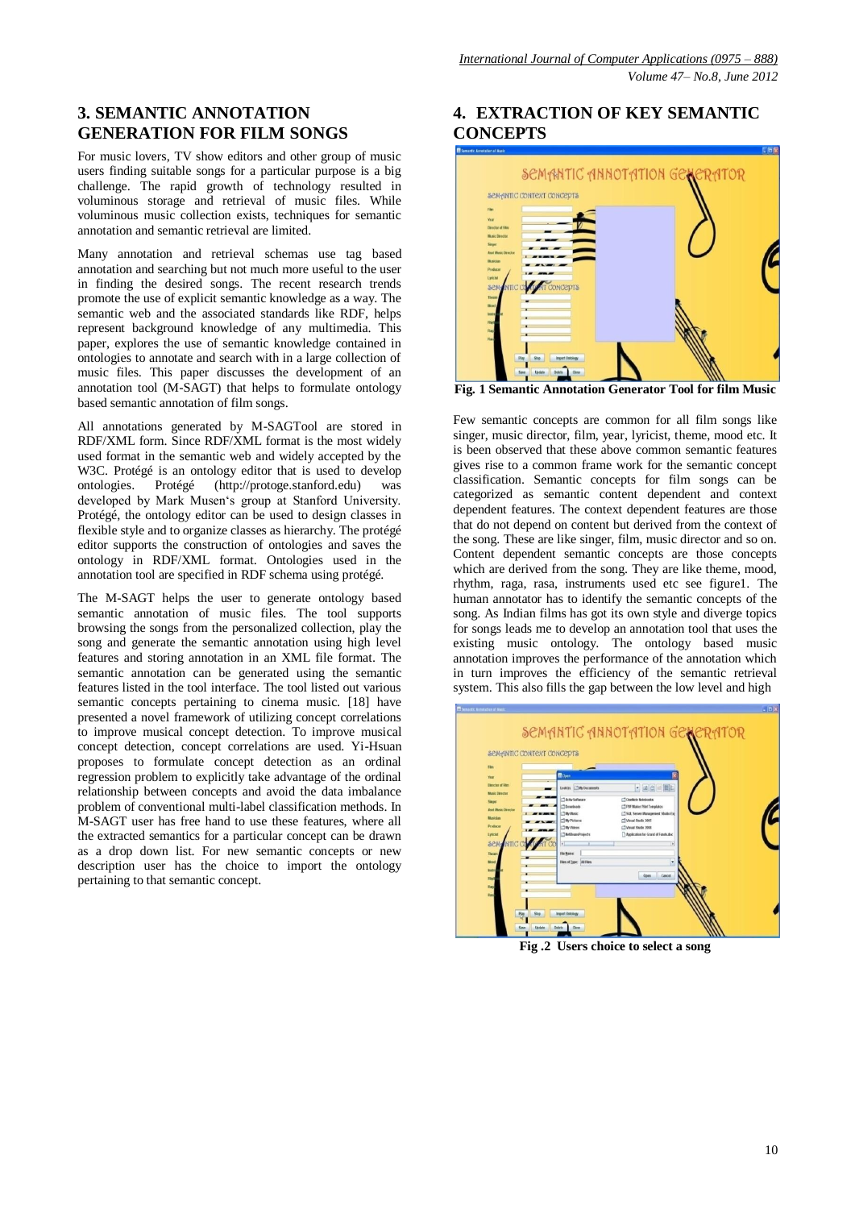## 3. SEMANTIC ANNOTATION GENERATION FOR FILM SONGS

For music lovers, TV show editors and other group of music users finding suitable songs for a particular purpose is a big challenge. The rapid growth of technology resulted in voluminous storage and retrieval of music files. While voluminous music collection exists, techniques for semantic annotation and semantic retrieval are limited.

Many annotation and retrieval schemas use tag based annotation and searching but not much more useful to the user in finding the desired songs. The recent research trends promote the use of explicit semantic knowledge as a way. The semantic web and the associated standards like RDF, helps represent background knowledge of any multimedia. This paper, explores the use of semantic knowledge contained in ontologies to annotate and search with in a large collection of music files. This paper discusses the development of an annotation tool (M-SAGT) that helps to formulate ontology based semantic annotation of film songs.

All annotations generated by M-SAGTool are stored in RDF/XML form. Since RDF/XML format is the most widely used format in the semantic web and widely accepted by the W3C. Protégé is an ontology editor that is used to develop ontologies. Protégé (http://protoge.stanford.edu) was developed by Mark Musen's group at Stanford University. Protégé, the ontology editor can be used to design classes in flexible style and to organize classes as hierarchy. The protégé editor supports the construction of ontologies and saves the ontology in RDF/XML format. Ontologies used in the annotation tool are specified in RDF schema using protégé.

The M-SAGT helps the user to generate ontology based semantic annotation of music files. The tool supports browsing the songs from the personalized collection, play the song and generate the semantic annotation using high level features and storing annotation in an XML file format. The semantic annotation can be generated using the semantic features listed in the tool interface. The tool listed out various semantic concepts pertaining to cinema music. [18] have presented a novel framework of utilizing concept correlations to improve musical concept detection. To improve musical concept detection, concept correlations are used. Yi-Hsuan proposes to formulate concept detection as an ordinal regression problem to explicitly take advantage of the ordinal relationship between concepts and avoid the data imbalance problem of conventional multi-label classification methods. In M-SAGT user has free hand to use these features, where all the extracted semantics for a particular concept can be drawn as a drop down list. For new semantic concepts or new description user has the choice to import the ontology pertaining to that semantic concept.

## 4. EXTRACTION OF KEY SEMANTIC CONCEPTS

**Fig. 1 Semantic Annotation Generator Tool for film Music**

Few semantic concepts are common for all film songs like singer, music director, film, year, lyricist, theme, mood etc. It is been observed that these above common semantic features gives rise to a common frame work for the semantic concept classification. Semantic concepts for film songs can be categorized as semantic content dependent and context dependent features. The context dependent features are those that do not depend on content but derived from the context of the song. These are like singer, film, music director and so on. Content dependent semantic concepts are those concepts which are derived from the song. They are like theme, mood, rhythm, raga, rasa, instruments used etc see figure1. The human annotator has to identify the semantic concepts of the song. As Indian films has got its own style and diverge topics for songs leads me to develop an annotation tool that uses the existing music ontology. The ontology based music annotation improves the performance of the annotation which in turn improves the efficiency of the semantic retrieval system. This also fills the gap between the low level and high

**Fig .2 Users choice to select a song**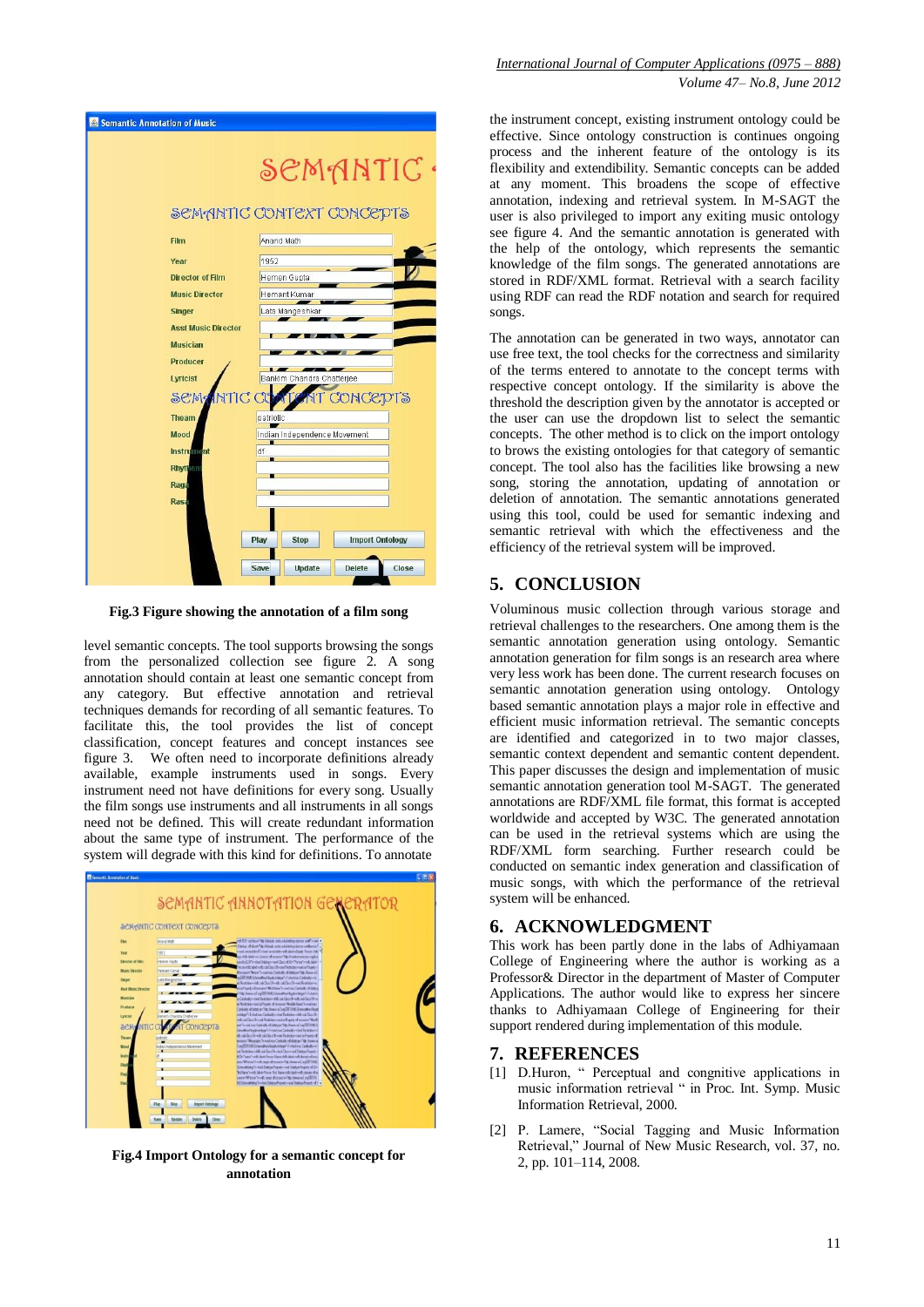Fig.3 Figure showing the annotation of a film song

level semantic concepts. The tool supports browsing the songs from the personalized collection see figure 2. A song annotation should contain at least one semantic concept from any category. But effective annotation and retrieval techniques demands for recording of all semantic features. To facilitate this, the tool provides the list of concept classification, concept features and concept instances see figure 3. We often need to incorporate definitions already available, example instruments used in songs. Every instrument need not have definitions for every song. Usually the film songs use instruments and all instruments in all songs need not be defined. This will create redundant information about the same type of instrument. The performance of the system will degrade with this kind for definitions. To annotate

Fig.4 Import Ontology for a semantic concept for annotation

the instrument concept, existing instrument ontology could be effective. Since ontology construction is continues ongoing process and the inherent feature of the ontology is its flexibility and extendibility. Semantic concepts can be added at any moment. This broadens the scope of effective annotation, indexing and retrieval system. In M-SAGT the user is also privileged to import any exiting music ontology see figure 4. And the semantic annotation is generated with the help of the ontology, which represents the semantic knowledge of the film songs. The generated annotations are stored in RDF/XML format. Retrieval with a search facility using RDF can read the RDF notation and search for required songs.

The annotation can be generated in two ways, annotator can use free text, the tool checks for the correctness and similarity of the terms entered to annotate to the concept terms with respective concept ontology. If the similarity is above the threshold the description given by the annotator is accepted or the user can use the dropdown list to select the semantic concepts. The other method is to click on the import ontology to brows the existing ontologies for that category of semantic concept. The tool also has the facilities like browsing a new song, storing the annotation, updating of annotation or deletion of annotation. The semantic annotations generated using this tool, could be used for semantic indexing and semantic retrieval with which the effectiveness and the efficiency of the retrieval system will be improved.

## 5. CONCLUSION

Voluminous music collection through various storage and retrieval challenges to the researchers. One among them is the semantic annotation generation using ontology. Semantic annotation generation for film songs is an research area where very less work has been done. The current research focuses on semantic annotation generation using ontology. Ontology based semantic annotation plays a major role in effective and efficient music information retrieval. The semantic concepts are identified and categorized in to two major classes, semantic context dependent and semantic content dependent. This paper discusses the design and implementation of music semantic annotation generation tool M-SAGT. The generated annotations are RDF/XML file format, this format is accepted worldwide and accepted by W3C. The generated annotation can be used in the retrieval systems which are using the RDF/XML form searching. Further research could be conducted on semantic index generation and classification of music songs, with which the performance of the retrieval system will be enhanced.

## 6. ACKNOWLEDGMENT

This work has been partly done in the labs of Adhiyamaan College of Engineering where the author is working as a Professor& Director in the department of Master of Computer Applications. The author would like to express her sincere thanks to Adhiyamaan College of Engineering for their support rendered during implementation of this module.

## 7. REFERENCES

[1] D.Huron, " Perceptual and congnitive applications in music information retrieval " in Proc. Int. Symp. Music Information Retrieval, 2000.

[2] P. Lamere, "Social Tagging and Music Information Retrieval," Journal of New Music Research, vol. 37, no. 2, pp. 101–114, 2008.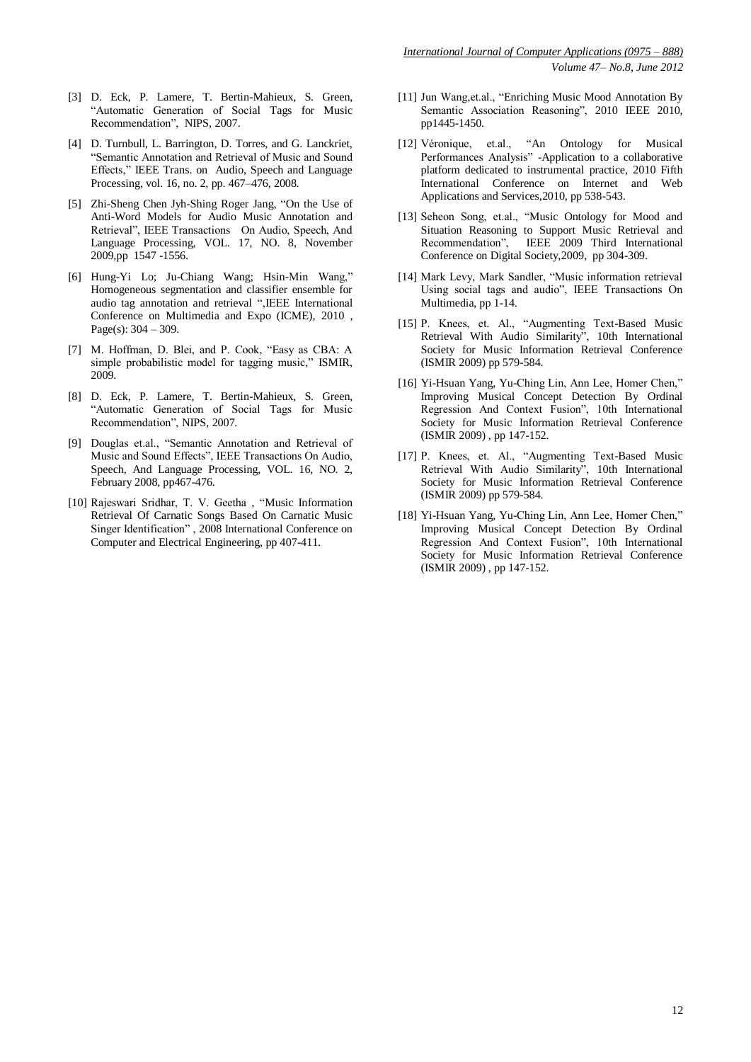[3] D. Eck, P. Lamere, T. Bertin-Mahieux, S. Green, “Automatic Generation of Social Tags for Music Recommendation”, NIPS, 2007.

[4] D. Turnbull, L. Barrington, D. Torres, and G. Lanckriet, “Semantic Annotation and Retrieval of Music and Sound Effects,” IEEE Trans. on Audio, Speech and Language Processing, vol. 16, no. 2, pp. 467–476, 2008.

[5] Zhi-Sheng Chen Jyh-Shing Roger Jang, “On the Use of Anti-Word Models for Audio Music Annotation and Retrieval”, IEEE Transactions On Audio, Speech, And Language Processing, VOL. 17, NO. 8, November 2009,pp 1547 -1556.

[6] Hung-Yi Lo; Ju-Chiang Wang; Hsin-Min Wang,” Homogeneous segmentation and classifier ensemble for audio tag annotation and retrieval ”,IEEE International Conference on Multimedia and Expo (ICME), 2010 , Page(s): 304 – 309.

[7] M. Hoffman, D. Blei, and P. Cook, “Easy as CBA: A simple probabilistic model for tagging music,” ISMIR, 2009.

[8] D. Eck, P. Lamere, T. Bertin-Mahieux, S. Green, “Automatic Generation of Social Tags for Music Recommendation”, NIPS, 2007.

[9] Douglas et.al., “Semantic Annotation and Retrieval of Music and Sound Effects”, IEEE Transactions On Audio, Speech, And Language Processing, VOL. 16, NO. 2, February 2008, pp467-476.

[10] Rajeswari Sridhar, T. V. Geetha , “Music Information Retrieval Of Carnatic Songs Based On Carnatic Music Singer Identification” , 2008 International Conference on Computer and Electrical Engineering, pp 407-411.

[11] Jun Wang,et.al., “Enriching Music Mood Annotation By Semantic Association Reasoning”, 2010 IEEE 2010, pp1445-1450.

[12] Véronique, et.al., “An Ontology for Musical Performances Analysis” -Application to a collaborative platform dedicated to instrumental practice, 2010 Fifth International Conference on Internet and Web Applications and Services,2010, pp 538-543.

[13] Seheon Song, et.al., “Music Ontology for Mood and Situation Reasoning to Support Music Retrieval and Recommendation”, IEEE 2009 Third International Conference on Digital Society,2009, pp 304-309.

[14] Mark Levy, Mark Sandler, “Music information retrieval Using social tags and audio”, IEEE Transactions On Multimedia, pp 1-14.

[15] P. Knees, et. Al., “Augmenting Text-Based Music Retrieval With Audio Similarity”, 10th International Society for Music Information Retrieval Conference (ISMIR 2009) pp 579-584.

[16] Yi-Hsuan Yang, Yu-Ching Lin, Ann Lee, Homer Chen,” Improving Musical Concept Detection By Ordinal Regression And Context Fusion”, 10th International Society for Music Information Retrieval Conference (ISMIR 2009) , pp 147-152.

[17] P. Knees, et. Al., “Augmenting Text-Based Music Retrieval With Audio Similarity”, 10th International Society for Music Information Retrieval Conference (ISMIR 2009) pp 579-584.

[18] Yi-Hsuan Yang, Yu-Ching Lin, Ann Lee, Homer Chen,” Improving Musical Concept Detection By Ordinal Regression And Context Fusion”, 10th International Society for Music Information Retrieval Conference (ISMIR 2009) , pp 147-152.